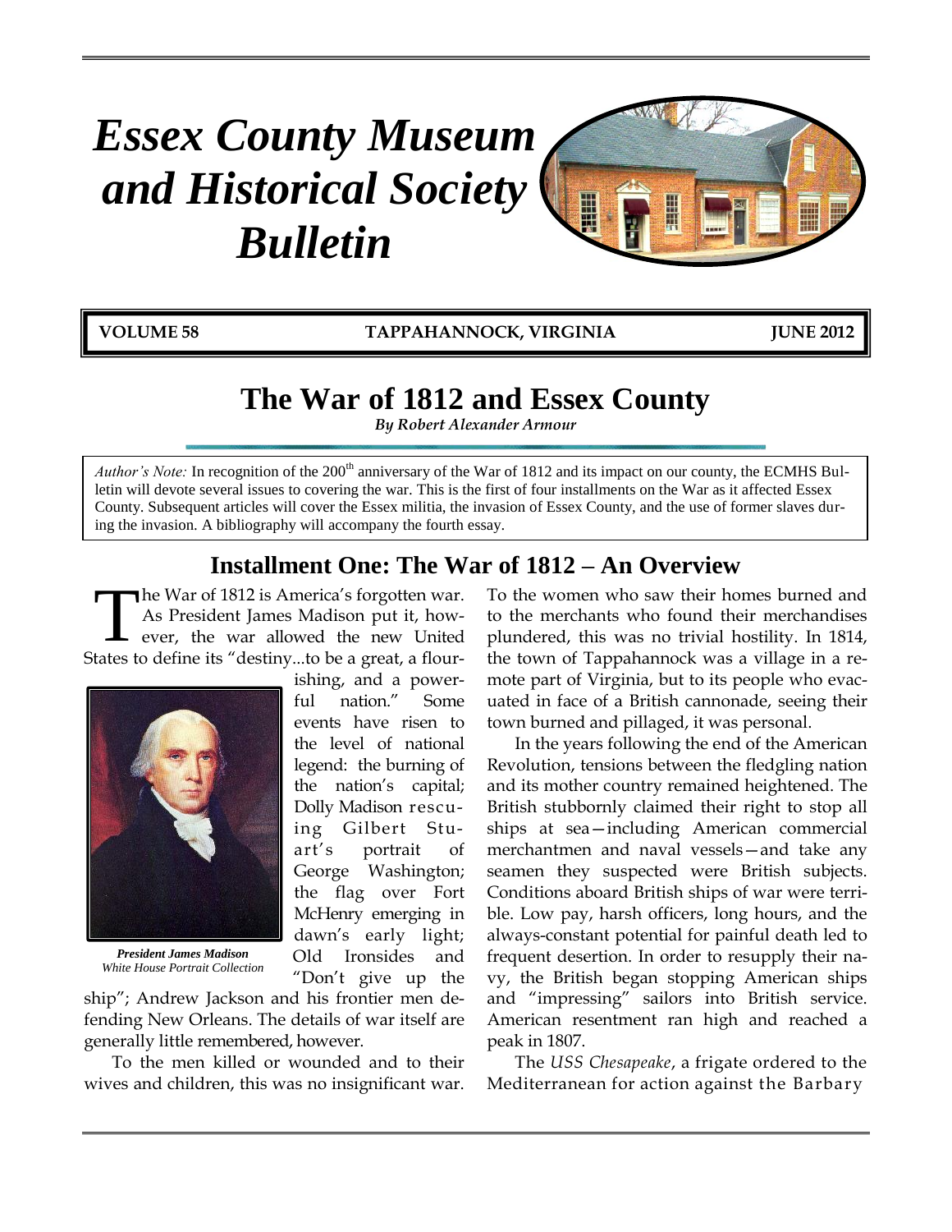# Essex County Museum and Historical Society Bulletin

**VOLUME 58** **TAPPAHANNOCK, VIRGINIA** **JUNE 2012**

# The War of 1812 and Essex County

***By Robert Alexander Armour***

*Author's Note:* In recognition of the 200th anniversary of the War of 1812 and its impact on our county, the ECMHS Bulletin will devote several issues to covering the war. This is the first of four installments on the War as it affected Essex County. Subsequent articles will cover the Essex militia, the invasion of Essex County, and the use of former slaves during the invasion. A bibliography will accompany the fourth essay.

## Installment One: The War of 1812 – An Overview

The War of 1812 is America's forgotten war. As President James Madison put it, however, the war allowed the new United States to define its "destiny...to be a great, a flourishing, and a powerful nation." Some events have risen to the level of national legend: the burning of the nation's capital; Dolly Madison rescuing Gilbert Stuart's portrait of George Washington; the flag over Fort McHenry emerging in dawn's early light; Old Ironsides and "Don't give up the ship"; Andrew Jackson and his frontier men defending New Orleans. The details of war itself are generally little remembered, however.

***President James Madison***
*White House Portrait Collection*

To the men killed or wounded and to their wives and children, this was no insignificant war. To the women who saw their homes burned and to the merchants who found their merchandises plundered, this was no trivial hostility. In 1814, the town of Tappahannock was a village in a remote part of Virginia, but to its people who evacuated in face of a British cannonade, seeing their town burned and pillaged, it was personal.

In the years following the end of the American Revolution, tensions between the fledgling nation and its mother country remained heightened. The British stubbornly claimed their right to stop all ships at sea—including American commercial merchantmen and naval vessels—and take any seamen they suspected were British subjects. Conditions aboard British ships of war were terrible. Low pay, harsh officers, long hours, and the always-constant potential for painful death led to frequent desertion. In order to resupply their navy, the British began stopping American ships and "impressing" sailors into British service. American resentment ran high and reached a peak in 1807.

The *USS Chesapeake*, a frigate ordered to the Mediterranean for action against the Barbary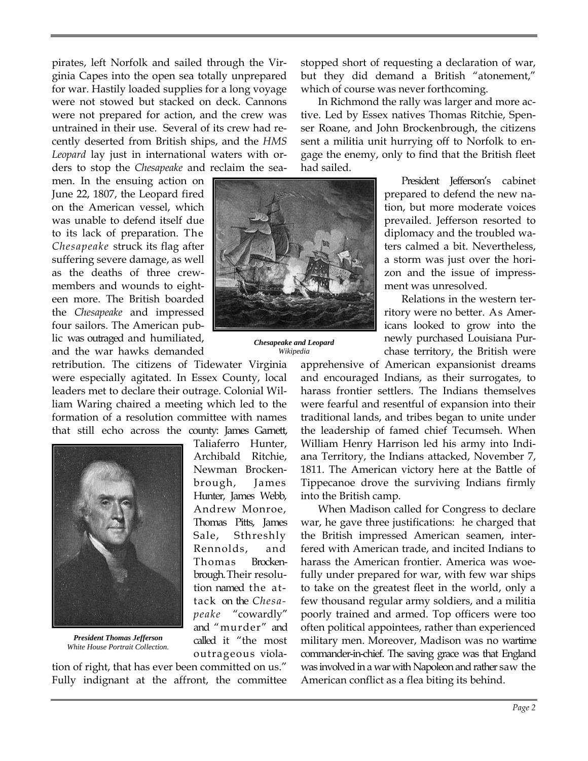pirates, left Norfolk and sailed through the Virginia Capes into the open sea totally unprepared for war. Hastily loaded supplies for a long voyage were not stowed but stacked on deck. Cannons were not prepared for action, and the crew was untrained in their use. Several of its crew had recently deserted from British ships, and the *HMS Leopard* lay just in international waters with orders to stop the *Chesapeake* and reclaim the seamen. In the ensuing action on June 22, 1807, the Leopard fired on the American vessel, which was unable to defend itself due to its lack of preparation. The *Chesapeake* struck its flag after suffering severe damage, as well as the deaths of three crewmembers and wounds to eighteen more. The British boarded the *Chesapeake* and impressed four sailors. The American public was outraged and humiliated, and the war hawks demanded retribution. The citizens of Tidewater Virginia were especially agitated. In Essex County, local leaders met to declare their outrage. Colonial William Waring chaired a meeting which led to the formation of a resolution committee with names that still echo across the county: James Garnett, Taliaferro Hunter, Archibald Ritchie, Newman Brockenbrough, James Hunter, James Webb, Andrew Monroe, Thomas Pitts, James Sale, Sthreshly Rennolds, and Thomas Brockenbrough. Their resolution named the attack on the *Chesapeake* "cowardly" and "murder" and called it "the most outrageous violation of right, that has ever been committed on us." Fully indignant at the affront, the committee stopped short of requesting a declaration of war, but they did demand a British "atonement," which of course was never forthcoming.

***Chesapeake and Leopard***
*Wikipedia*

***President Thomas Jefferson***
*White House Portrait Collection.*

In Richmond the rally was larger and more active. Led by Essex natives Thomas Ritchie, Spenser Roane, and John Brockenbrough, the citizens sent a militia unit hurrying off to Norfolk to engage the enemy, only to find that the British fleet had sailed.

President Jefferson's cabinet prepared to defend the new nation, but more moderate voices prevailed. Jefferson resorted to diplomacy and the troubled waters calmed a bit. Nevertheless, a storm was just over the horizon and the issue of impressment was unresolved.

Relations in the western territory were no better. As Americans looked to grow into the newly purchased Louisiana Purchase territory, the British were apprehensive of American expansionist dreams and encouraged Indians, as their surrogates, to harass frontier settlers. The Indians themselves were fearful and resentful of expansion into their traditional lands, and tribes began to unite under the leadership of famed chief Tecumseh. When William Henry Harrison led his army into Indiana Territory, the Indians attacked, November 7, 1811. The American victory here at the Battle of Tippecanoe drove the surviving Indians firmly into the British camp.

When Madison called for Congress to declare war, he gave three justifications: he charged that the British impressed American seamen, interfered with American trade, and incited Indians to harass the American frontier. America was woefully under prepared for war, with few war ships to take on the greatest fleet in the world, only a few thousand regular army soldiers, and a militia poorly trained and armed. Top officers were too often political appointees, rather than experienced military men. Moreover, Madison was no wartime commander-in-chief. The saving grace was that England was involved in a war with Napoleon and rather saw the American conflict as a flea biting its behind.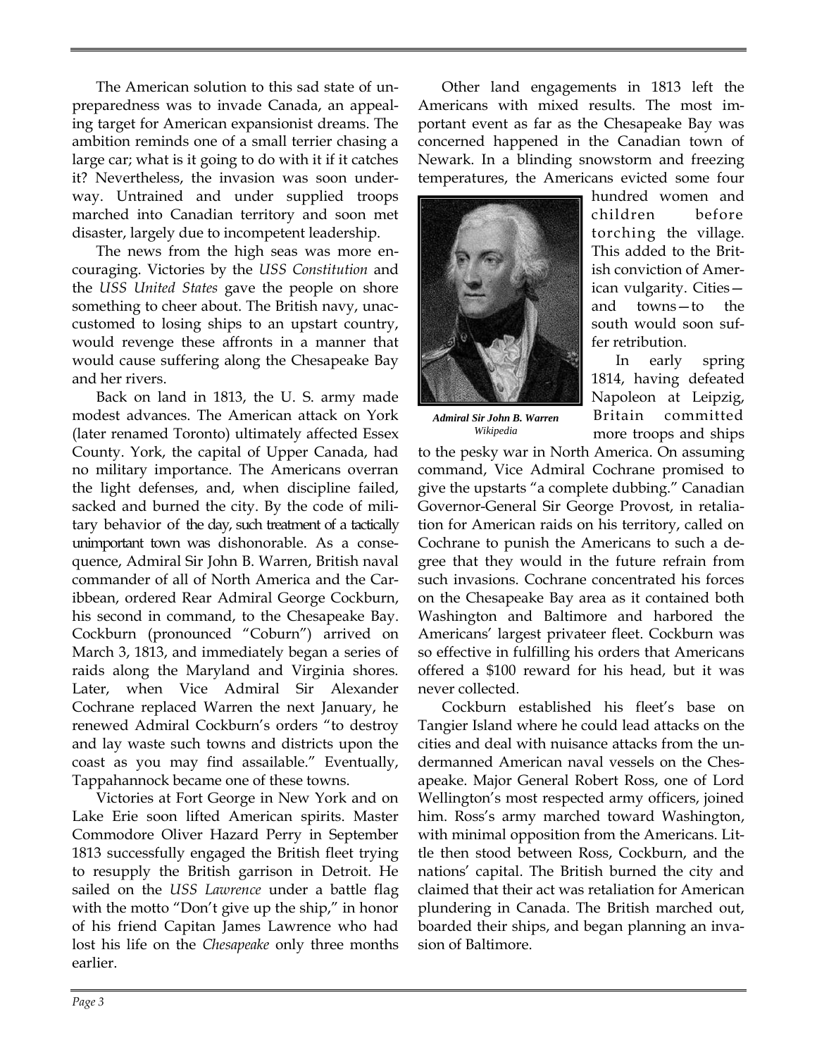The American solution to this sad state of unpreparedness was to invade Canada, an appealing target for American expansionist dreams. The ambition reminds one of a small terrier chasing a large car; what is it going to do with it if it catches it? Nevertheless, the invasion was soon underway. Untrained and under supplied troops marched into Canadian territory and soon met disaster, largely due to incompetent leadership.

The news from the high seas was more encouraging. Victories by the *USS Constitution* and the *USS United States* gave the people on shore something to cheer about. The British navy, unaccustomed to losing ships to an upstart country, would revenge these affronts in a manner that would cause suffering along the Chesapeake Bay and her rivers.

Back on land in 1813, the U. S. army made modest advances. The American attack on York (later renamed Toronto) ultimately affected Essex County. York, the capital of Upper Canada, had no military importance. The Americans overran the light defenses, and, when discipline failed, sacked and burned the city. By the code of military behavior of the day, such treatment of a tactically unimportant town was dishonorable. As a consequence, Admiral Sir John B. Warren, British naval commander of all of North America and the Caribbean, ordered Rear Admiral George Cockburn, his second in command, to the Chesapeake Bay. Cockburn (pronounced "Coburn") arrived on March 3, 1813, and immediately began a series of raids along the Maryland and Virginia shores. Later, when Vice Admiral Sir Alexander Cochrane replaced Warren the next January, he renewed Admiral Cockburn's orders "to destroy and lay waste such towns and districts upon the coast as you may find assailable." Eventually, Tappahannock became one of these towns.

Victories at Fort George in New York and on Lake Erie soon lifted American spirits. Master Commodore Oliver Hazard Perry in September 1813 successfully engaged the British fleet trying to resupply the British garrison in Detroit. He sailed on the *USS Lawrence* under a battle flag with the motto "Don't give up the ship," in honor of his friend Capitan James Lawrence who had lost his life on the *Chesapeake* only three months earlier.

Other land engagements in 1813 left the Americans with mixed results. The most important event as far as the Chesapeake Bay was concerned happened in the Canadian town of Newark. In a blinding snowstorm and freezing temperatures, the Americans evicted some four hundred women and children before torching the village. This added to the British conviction of American vulgarity. Cities—and towns—to the south would soon suffer retribution.

***Admiral Sir John B. Warren***
*Wikipedia*

In early spring 1814, having defeated Napoleon at Leipzig, Britain committed more troops and ships to the pesky war in North America. On assuming command, Vice Admiral Cochrane promised to give the upstarts "a complete dubbing." Canadian Governor-General Sir George Provost, in retaliation for American raids on his territory, called on Cochrane to punish the Americans to such a degree that they would in the future refrain from such invasions. Cochrane concentrated his forces on the Chesapeake Bay area as it contained both Washington and Baltimore and harbored the Americans' largest privateer fleet. Cockburn was so effective in fulfilling his orders that Americans offered a $100 reward for his head, but it was never collected.

Cockburn established his fleet's base on Tangier Island where he could lead attacks on the cities and deal with nuisance attacks from the undermanned American naval vessels on the Chesapeake. Major General Robert Ross, one of Lord Wellington's most respected army officers, joined him. Ross's army marched toward Washington, with minimal opposition from the Americans. Little then stood between Ross, Cockburn, and the nations' capital. The British burned the city and claimed that their act was retaliation for American plundering in Canada. The British marched out, boarded their ships, and began planning an invasion of Baltimore.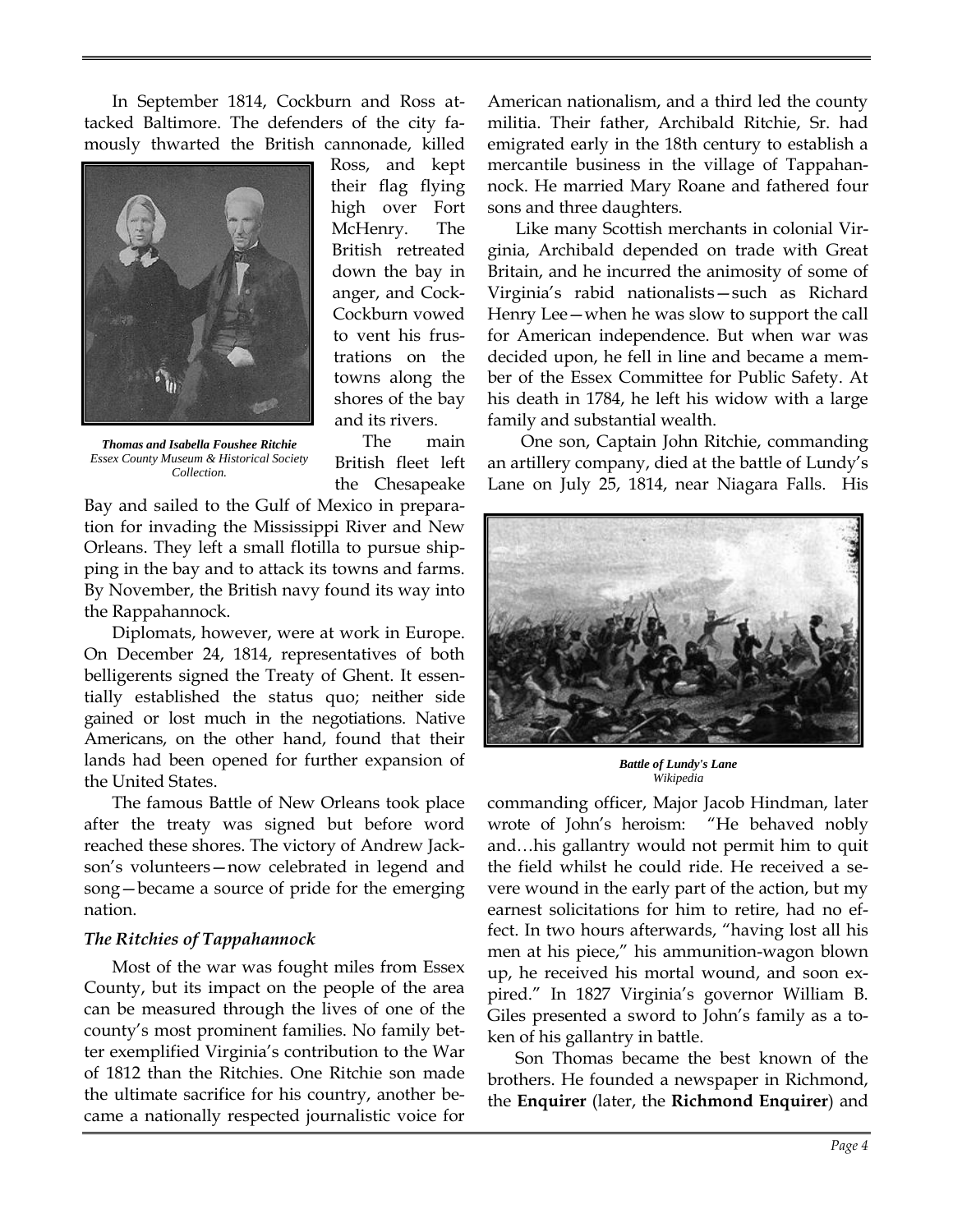In September 1814, Cockburn and Ross attacked Baltimore. The defenders of the city famously thwarted the British cannonade, killed Ross, and kept their flag flying high over Fort McHenry. The British retreated down the bay in anger, and Cock-Cockburn vowed to vent his frustrations on the towns along the shores of the bay and its rivers.

***Thomas and Isabella Foushee Ritchie***
*Essex County Museum & Historical Society Collection.*

The main British fleet left the Chesapeake Bay and sailed to the Gulf of Mexico in preparation for invading the Mississippi River and New Orleans. They left a small flotilla to pursue shipping in the bay and to attack its towns and farms. By November, the British navy found its way into the Rappahannock.

Diplomats, however, were at work in Europe. On December 24, 1814, representatives of both belligerents signed the Treaty of Ghent. It essentially established the status quo; neither side gained or lost much in the negotiations. Native Americans, on the other hand, found that their lands had been opened for further expansion of the United States.

The famous Battle of New Orleans took place after the treaty was signed but before word reached these shores. The victory of Andrew Jackson's volunteers—now celebrated in legend and song—became a source of pride for the emerging nation.

### *The Ritchies of Tappahannock*

Most of the war was fought miles from Essex County, but its impact on the people of the area can be measured through the lives of one of the county's most prominent families. No family better exemplified Virginia's contribution to the War of 1812 than the Ritchies. One Ritchie son made the ultimate sacrifice for his country, another became a nationally respected journalistic voice for American nationalism, and a third led the county militia. Their father, Archibald Ritchie, Sr. had emigrated early in the 18th century to establish a mercantile business in the village of Tappahannock. He married Mary Roane and fathered four sons and three daughters.

Like many Scottish merchants in colonial Virginia, Archibald depended on trade with Great Britain, and he incurred the animosity of some of Virginia's rabid nationalists—such as Richard Henry Lee—when he was slow to support the call for American independence. But when war was decided upon, he fell in line and became a member of the Essex Committee for Public Safety. At his death in 1784, he left his widow with a large family and substantial wealth.

One son, Captain John Ritchie, commanding an artillery company, died at the battle of Lundy's Lane on July 25, 1814, near Niagara Falls. His commanding officer, Major Jacob Hindman, later wrote of John's heroism: "He behaved nobly and…his gallantry would not permit him to quit the field whilst he could ride. He received a severe wound in the early part of the action, but my earnest solicitations for him to retire, had no effect. In two hours afterwards, "having lost all his men at his piece," his ammunition-wagon blown up, he received his mortal wound, and soon expired." In 1827 Virginia's governor William B. Giles presented a sword to John's family as a token of his gallantry in battle.

***Battle of Lundy's Lane***
*Wikipedia*

Son Thomas became the best known of the brothers. He founded a newspaper in Richmond, the **Enquirer** (later, the **Richmond Enquirer**) and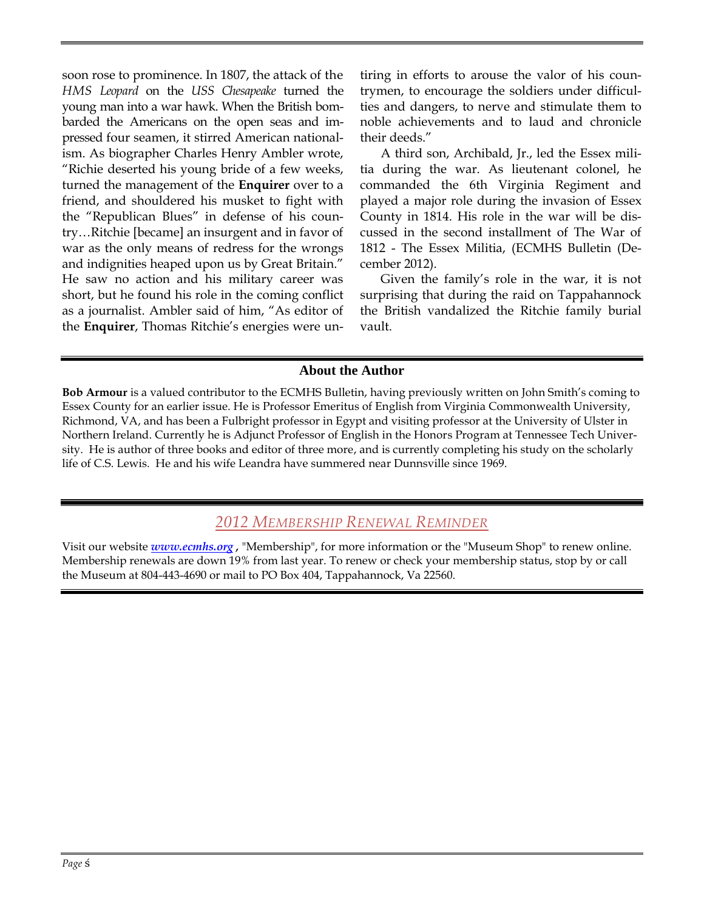soon rose to prominence. In 1807, the attack of the *HMS Leopard* on the *USS Chesapeake* turned the young man into a war hawk. When the British bombarded the Americans on the open seas and impressed four seamen, it stirred American nationalism. As biographer Charles Henry Ambler wrote, "Richie deserted his young bride of a few weeks, turned the management of the **Enquirer** over to a friend, and shouldered his musket to fight with the "Republican Blues" in defense of his country…Ritchie [became] an insurgent and in favor of war as the only means of redress for the wrongs and indignities heaped upon us by Great Britain." He saw no action and his military career was short, but he found his role in the coming conflict as a journalist. Ambler said of him, "As editor of the **Enquirer**, Thomas Ritchie's energies were untiring in efforts to arouse the valor of his countrymen, to encourage the soldiers under difficulties and dangers, to nerve and stimulate them to noble achievements and to laud and chronicle their deeds."

A third son, Archibald, Jr., led the Essex militia during the war. As lieutenant colonel, he commanded the 6th Virginia Regiment and played a major role during the invasion of Essex County in 1814. His role in the war will be discussed in the second installment of The War of 1812 - The Essex Militia, (ECMHS Bulletin (December 2012).

Given the family's role in the war, it is not surprising that during the raid on Tappahannock the British vandalized the Ritchie family burial vault.

## About the Author

**Bob Armour** is a valued contributor to the ECMHS Bulletin, having previously written on John Smith's coming to Essex County for an earlier issue. He is Professor Emeritus of English from Virginia Commonwealth University, Richmond, VA, and has been a Fulbright professor in Egypt and visiting professor at the University of Ulster in Northern Ireland. Currently he is Adjunct Professor of English in the Honors Program at Tennessee Tech University. He is author of three books and editor of three more, and is currently completing his study on the scholarly life of C.S. Lewis. He and his wife Leandra have summered near Dunnsville since 1969.

## *2012 Membership Renewal Reminder*

Visit our website ***www.ecmhs.org*** , "Membership", for more information or the "Museum Shop" to renew online. Membership renewals are down 19% from last year. To renew or check your membership status, stop by or call the Museum at 804-443-4690 or mail to PO Box 404, Tappahannock, Va 22560.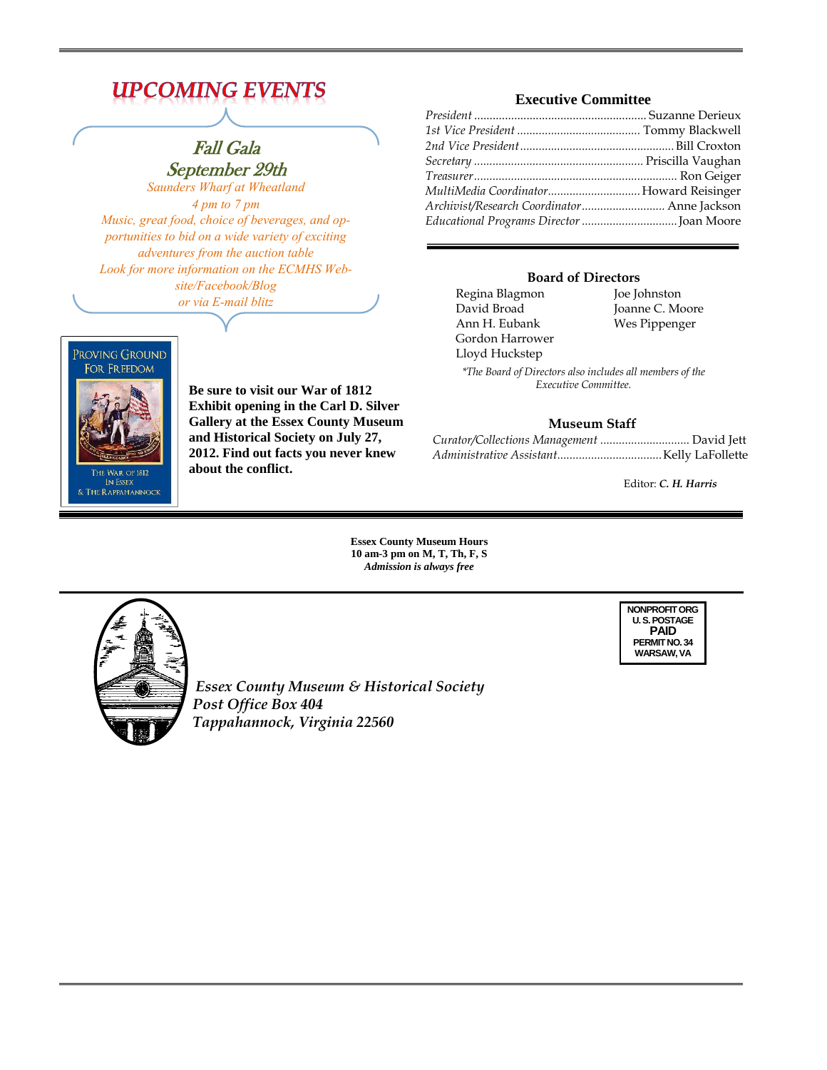# UPCOMING EVENTS

## *Fall Gala*
## *September 29th*

*Saunders Wharf at Wheatland*

*4 pm to 7 pm*

*Music, great food, choice of beverages, and opportunities to bid on a wide variety of exciting adventures from the auction table*

*Look for more information on the ECMHS Website/Facebook/Blog or via E-mail blitz*

PROVING GROUND FOR FREEDOM

THE WAR OF 1812 IN ESSEX & THE RAPPAHANNOCK

**Be sure to visit our War of 1812 Exhibit opening in the Carl D. Silver Gallery at the Essex County Museum and Historical Society on July 27, 2012. Find out facts you never knew about the conflict.**

### Executive Committee

*President* ........ Suzanne Derieux
*1st Vice President* ........ Tommy Blackwell
*2nd Vice President* ........ Bill Croxton
*Secretary* ........ Priscilla Vaughan
*Treasurer* ........ Ron Geiger
*MultiMedia Coordinator* ........ Howard Reisinger
*Archivist/Research Coordinator* ........ Anne Jackson
*Educational Programs Director* ........ Joan Moore

### Board of Directors

Regina Blagmon
David Broad
Ann H. Eubank
Gordon Harrower
Lloyd Huckstep
Joe Johnston
Joanne C. Moore
Wes Pippenger

*\*The Board of Directors also includes all members of the Executive Committee.*

### Museum Staff

*Curator/Collections Management* ........ David Jett
*Administrative Assistant* ........ Kelly LaFollette

Editor: ***C. H. Harris***

**Essex County Museum Hours**
**10 am-3 pm on M, T, Th, F, S**
***Admission is always free***

NONPROFIT ORG
U. S. POSTAGE
PAID
PERMIT NO. 34
WARSAW, VA

*Essex County Museum & Historical Society*
*Post Office Box 404*
*Tappahannock, Virginia 22560*